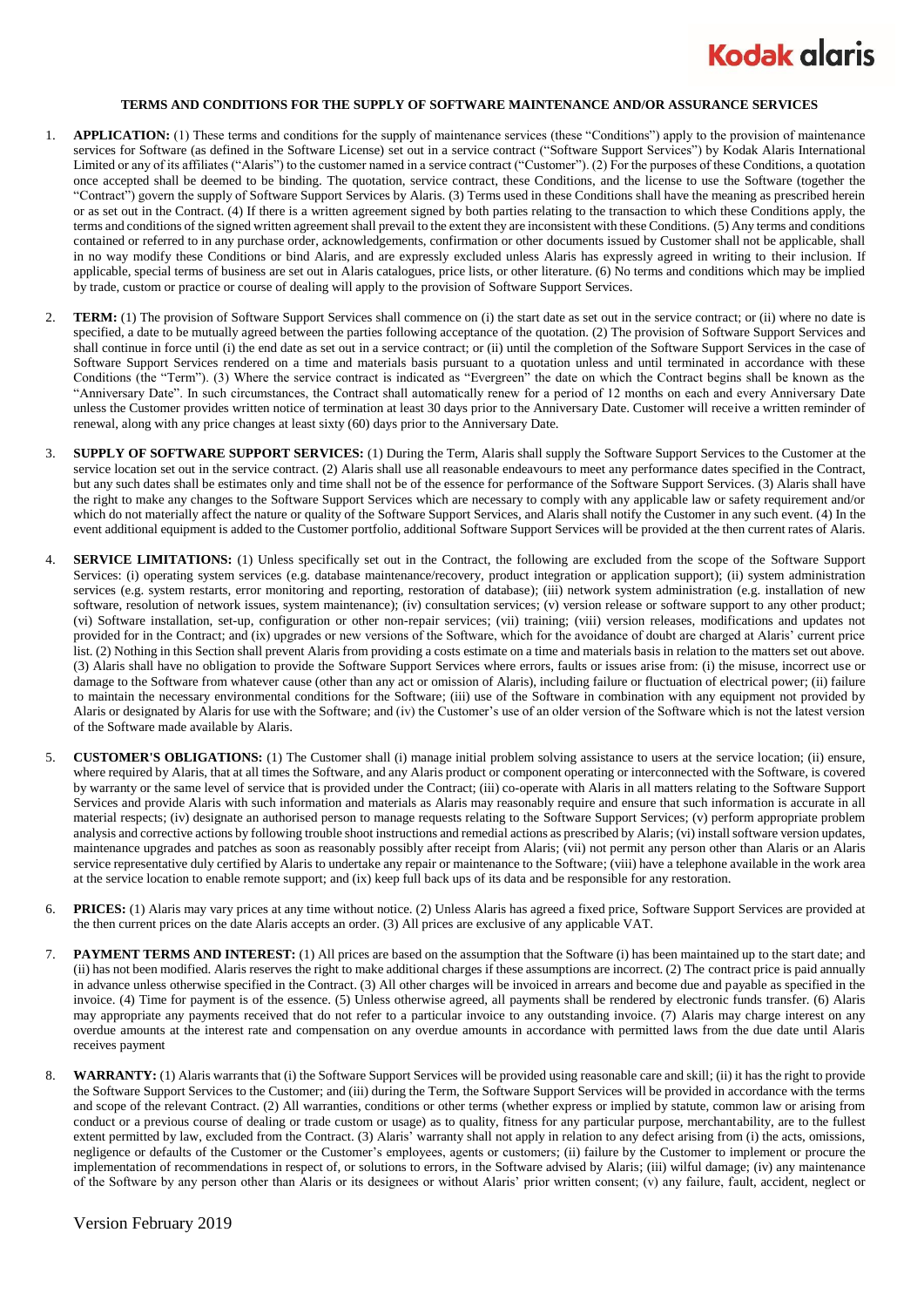# TERMS AND CONDITIONS FOR THE SUPPLY OF SOFTWARE MAINTENANCE AND/OR ASSURANCE SERVICES

1. **APPLICATION:** (1) These terms and conditions for the supply of maintenance services (these "Conditions") apply to the provision of maintenance services for Software (as defined in the Software License) set out in a service contract ("Software Support Services") by Kodak Alaris International Limited or any of its affiliates ("Alaris") to the customer named in a service contract ("Customer"). (2) For the purposes of these Conditions, a quotation once accepted shall be deemed to be binding. The quotation, service contract, these Conditions, and the license to use the Software (together the "Contract") govern the supply of Software Support Services by Alaris. (3) Terms used in these Conditions shall have the meaning as prescribed herein or as set out in the Contract. (4) If there is a written agreement signed by both parties relating to the transaction to which these Conditions apply, the terms and conditions of the signed written agreement shall prevail to the extent they are inconsistent with these Conditions. (5) Any terms and conditions contained or referred to in any purchase order, acknowledgements, confirmation or other documents issued by Customer shall not be applicable, shall in no way modify these Conditions or bind Alaris, and are expressly excluded unless Alaris has expressly agreed in writing to their inclusion. If applicable, special terms of business are set out in Alaris catalogues, price lists, or other literature. (6) No terms and conditions which may be implied by trade, custom or practice or course of dealing will apply to the provision of Software Support Services.

2. **TERM:** (1) The provision of Software Support Services shall commence on (i) the start date as set out in the service contract; or (ii) where no date is specified, a date to be mutually agreed between the parties following acceptance of the quotation. (2) The provision of Software Support Services and shall continue in force until (i) the end date as set out in a service contract; or (ii) until the completion of the Software Support Services in the case of Software Support Services rendered on a time and materials basis pursuant to a quotation unless and until terminated in accordance with these Conditions (the "Term"). (3) Where the service contract is indicated as "Evergreen" the date on which the Contract begins shall be known as the "Anniversary Date". In such circumstances, the Contract shall automatically renew for a period of 12 months on each and every Anniversary Date unless the Customer provides written notice of termination at least 30 days prior to the Anniversary Date. Customer will receive a written reminder of renewal, along with any price changes at least sixty (60) days prior to the Anniversary Date.

3. **SUPPLY OF SOFTWARE SUPPORT SERVICES:** (1) During the Term, Alaris shall supply the Software Support Services to the Customer at the service location set out in the service contract. (2) Alaris shall use all reasonable endeavours to meet any performance dates specified in the Contract, but any such dates shall be estimates only and time shall not be of the essence for performance of the Software Support Services. (3) Alaris shall have the right to make any changes to the Software Support Services which are necessary to comply with any applicable law or safety requirement and/or which do not materially affect the nature or quality of the Software Support Services, and Alaris shall notify the Customer in any such event. (4) In the event additional equipment is added to the Customer portfolio, additional Software Support Services will be provided at the then current rates of Alaris.

4. **SERVICE LIMITATIONS:** (1) Unless specifically set out in the Contract, the following are excluded from the scope of the Software Support Services: (i) operating system services (e.g. database maintenance/recovery, product integration or application support); (ii) system administration services (e.g. system restarts, error monitoring and reporting, restoration of database); (iii) network system administration (e.g. installation of new software, resolution of network issues, system maintenance); (iv) consultation services; (v) version release or software support to any other product; (vi) Software installation, set-up, configuration or other non-repair services; (vii) training; (viii) version releases, modifications and updates not provided for in the Contract; and (ix) upgrades or new versions of the Software, which for the avoidance of doubt are charged at Alaris' current price list. (2) Nothing in this Section shall prevent Alaris from providing a costs estimate on a time and materials basis in relation to the matters set out above. (3) Alaris shall have no obligation to provide the Software Support Services where errors, faults or issues arise from: (i) the misuse, incorrect use or damage to the Software from whatever cause (other than any act or omission of Alaris), including failure or fluctuation of electrical power; (ii) failure to maintain the necessary environmental conditions for the Software; (iii) use of the Software in combination with any equipment not provided by Alaris or designated by Alaris for use with the Software; and (iv) the Customer's use of an older version of the Software which is not the latest version of the Software made available by Alaris.

5. **CUSTOMER'S OBLIGATIONS:** (1) The Customer shall (i) manage initial problem solving assistance to users at the service location; (ii) ensure, where required by Alaris, that at all times the Software, and any Alaris product or component operating or interconnected with the Software, is covered by warranty or the same level of service that is provided under the Contract; (iii) co-operate with Alaris in all matters relating to the Software Support Services and provide Alaris with such information and materials as Alaris may reasonably require and ensure that such information is accurate in all material respects; (iv) designate an authorised person to manage requests relating to the Software Support Services; (v) perform appropriate problem analysis and corrective actions by following trouble shoot instructions and remedial actions as prescribed by Alaris; (vi) install software version updates, maintenance upgrades and patches as soon as reasonably possibly after receipt from Alaris; (vii) not permit any person other than Alaris or an Alaris service representative duly certified by Alaris to undertake any repair or maintenance to the Software; (viii) have a telephone available in the work area at the service location to enable remote support; and (ix) keep full back ups of its data and be responsible for any restoration.

6. **PRICES:** (1) Alaris may vary prices at any time without notice. (2) Unless Alaris has agreed a fixed price, Software Support Services are provided at the then current prices on the date Alaris accepts an order. (3) All prices are exclusive of any applicable VAT.

7. **PAYMENT TERMS AND INTEREST:** (1) All prices are based on the assumption that the Software (i) has been maintained up to the start date; and (ii) has not been modified. Alaris reserves the right to make additional charges if these assumptions are incorrect. (2) The contract price is paid annually in advance unless otherwise specified in the Contract. (3) All other charges will be invoiced in arrears and become due and payable as specified in the invoice. (4) Time for payment is of the essence. (5) Unless otherwise agreed, all payments shall be rendered by electronic funds transfer. (6) Alaris may appropriate any payments received that do not refer to a particular invoice to any outstanding invoice. (7) Alaris may charge interest on any overdue amounts at the interest rate and compensation on any overdue amounts in accordance with permitted laws from the due date until Alaris receives payment

8. **WARRANTY:** (1) Alaris warrants that (i) the Software Support Services will be provided using reasonable care and skill; (ii) it has the right to provide the Software Support Services to the Customer; and (iii) during the Term, the Software Support Services will be provided in accordance with the terms and scope of the relevant Contract. (2) All warranties, conditions or other terms (whether express or implied by statute, common law or arising from conduct or a previous course of dealing or trade custom or usage) as to quality, fitness for any particular purpose, merchantability, are to the fullest extent permitted by law, excluded from the Contract. (3) Alaris' warranty shall not apply in relation to any defect arising from (i) the acts, omissions, negligence or defaults of the Customer or the Customer's employees, agents or customers; (ii) failure by the Customer to implement or procure the implementation of recommendations in respect of, or solutions to errors, in the Software advised by Alaris; (iii) wilful damage; (iv) any maintenance of the Software by any person other than Alaris or its designees or without Alaris' prior written consent; (v) any failure, fault, accident, neglect or

Version February 2019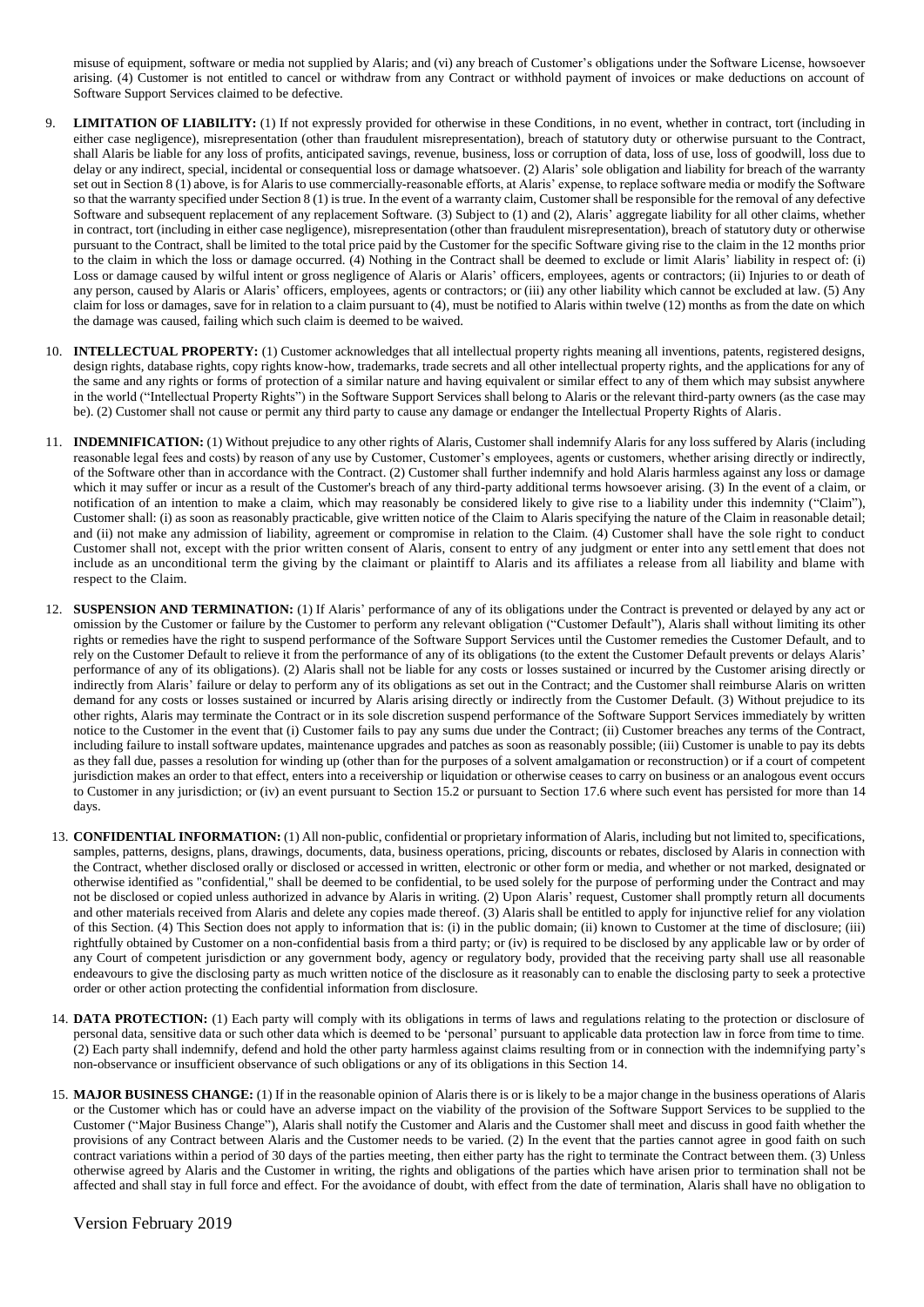misuse of equipment, software or media not supplied by Alaris; and (vi) any breach of Customer's obligations under the Software License, howsoever arising. (4) Customer is not entitled to cancel or withdraw from any Contract or withhold payment of invoices or make deductions on account of Software Support Services claimed to be defective.

9. **LIMITATION OF LIABILITY:** (1) If not expressly provided for otherwise in these Conditions, in no event, whether in contract, tort (including in either case negligence), misrepresentation (other than fraudulent misrepresentation), breach of statutory duty or otherwise pursuant to the Contract, shall Alaris be liable for any loss of profits, anticipated savings, revenue, business, loss or corruption of data, loss of use, loss of goodwill, loss due to delay or any indirect, special, incidental or consequential loss or damage whatsoever. (2) Alaris' sole obligation and liability for breach of the warranty set out in Section 8 (1) above, is for Alaris to use commercially-reasonable efforts, at Alaris' expense, to replace software media or modify the Software so that the warranty specified under Section 8 (1) is true. In the event of a warranty claim, Customer shall be responsible for the removal of any defective Software and subsequent replacement of any replacement Software. (3) Subject to (1) and (2), Alaris' aggregate liability for all other claims, whether in contract, tort (including in either case negligence), misrepresentation (other than fraudulent misrepresentation), breach of statutory duty or otherwise pursuant to the Contract, shall be limited to the total price paid by the Customer for the specific Software giving rise to the claim in the 12 months prior to the claim in which the loss or damage occurred. (4) Nothing in the Contract shall be deemed to exclude or limit Alaris' liability in respect of: (i) Loss or damage caused by wilful intent or gross negligence of Alaris or Alaris' officers, employees, agents or contractors; (ii) Injuries to or death of any person, caused by Alaris or Alaris' officers, employees, agents or contractors; or (iii) any other liability which cannot be excluded at law. (5) Any claim for loss or damages, save for in relation to a claim pursuant to (4), must be notified to Alaris within twelve (12) months as from the date on which the damage was caused, failing which such claim is deemed to be waived.

10. **INTELLECTUAL PROPERTY:** (1) Customer acknowledges that all intellectual property rights meaning all inventions, patents, registered designs, design rights, database rights, copy rights know-how, trademarks, trade secrets and all other intellectual property rights, and the applications for any of the same and any rights or forms of protection of a similar nature and having equivalent or similar effect to any of them which may subsist anywhere in the world ("Intellectual Property Rights") in the Software Support Services shall belong to Alaris or the relevant third-party owners (as the case may be). (2) Customer shall not cause or permit any third party to cause any damage or endanger the Intellectual Property Rights of Alaris.

11. **INDEMNIFICATION:** (1) Without prejudice to any other rights of Alaris, Customer shall indemnify Alaris for any loss suffered by Alaris (including reasonable legal fees and costs) by reason of any use by Customer, Customer's employees, agents or customers, whether arising directly or indirectly, of the Software other than in accordance with the Contract. (2) Customer shall further indemnify and hold Alaris harmless against any loss or damage which it may suffer or incur as a result of the Customer's breach of any third-party additional terms howsoever arising. (3) In the event of a claim, or notification of an intention to make a claim, which may reasonably be considered likely to give rise to a liability under this indemnity ("Claim"), Customer shall: (i) as soon as reasonably practicable, give written notice of the Claim to Alaris specifying the nature of the Claim in reasonable detail; and (ii) not make any admission of liability, agreement or compromise in relation to the Claim. (4) Customer shall have the sole right to conduct Customer shall not, except with the prior written consent of Alaris, consent to entry of any judgment or enter into any settlement that does not include as an unconditional term the giving by the claimant or plaintiff to Alaris and its affiliates a release from all liability and blame with respect to the Claim.

12. **SUSPENSION AND TERMINATION:** (1) If Alaris' performance of any of its obligations under the Contract is prevented or delayed by any act or omission by the Customer or failure by the Customer to perform any relevant obligation ("Customer Default"), Alaris shall without limiting its other rights or remedies have the right to suspend performance of the Software Support Services until the Customer remedies the Customer Default, and to rely on the Customer Default to relieve it from the performance of any of its obligations (to the extent the Customer Default prevents or delays Alaris' performance of any of its obligations). (2) Alaris shall not be liable for any costs or losses sustained or incurred by the Customer arising directly or indirectly from Alaris' failure or delay to perform any of its obligations as set out in the Contract; and the Customer shall reimburse Alaris on written demand for any costs or losses sustained or incurred by Alaris arising directly or indirectly from the Customer Default. (3) Without prejudice to its other rights, Alaris may terminate the Contract or in its sole discretion suspend performance of the Software Support Services immediately by written notice to the Customer in the event that (i) Customer fails to pay any sums due under the Contract; (ii) Customer breaches any terms of the Contract, including failure to install software updates, maintenance upgrades and patches as soon as reasonably possible; (iii) Customer is unable to pay its debts as they fall due, passes a resolution for winding up (other than for the purposes of a solvent amalgamation or reconstruction) or if a court of competent jurisdiction makes an order to that effect, enters into a receivership or liquidation or otherwise ceases to carry on business or an analogous event occurs to Customer in any jurisdiction; or (iv) an event pursuant to Section 15.2 or pursuant to Section 17.6 where such event has persisted for more than 14 days.

13. **CONFIDENTIAL INFORMATION:** (1) All non-public, confidential or proprietary information of Alaris, including but not limited to, specifications, samples, patterns, designs, plans, drawings, documents, data, business operations, pricing, discounts or rebates, disclosed by Alaris in connection with the Contract, whether disclosed orally or disclosed or accessed in written, electronic or other form or media, and whether or not marked, designated or otherwise identified as "confidential," shall be deemed to be confidential, to be used solely for the purpose of performing under the Contract and may not be disclosed or copied unless authorized in advance by Alaris in writing. (2) Upon Alaris' request, Customer shall promptly return all documents and other materials received from Alaris and delete any copies made thereof. (3) Alaris shall be entitled to apply for injunctive relief for any violation of this Section. (4) This Section does not apply to information that is: (i) in the public domain; (ii) known to Customer at the time of disclosure; (iii) rightfully obtained by Customer on a non-confidential basis from a third party; or (iv) is required to be disclosed by any applicable law or by order of any Court of competent jurisdiction or any government body, agency or regulatory body, provided that the receiving party shall use all reasonable endeavours to give the disclosing party as much written notice of the disclosure as it reasonably can to enable the disclosing party to seek a protective order or other action protecting the confidential information from disclosure.

14. **DATA PROTECTION:** (1) Each party will comply with its obligations in terms of laws and regulations relating to the protection or disclosure of personal data, sensitive data or such other data which is deemed to be 'personal' pursuant to applicable data protection law in force from time to time. (2) Each party shall indemnify, defend and hold the other party harmless against claims resulting from or in connection with the indemnifying party's non-observance or insufficient observance of such obligations or any of its obligations in this Section 14.

15. **MAJOR BUSINESS CHANGE:** (1) If in the reasonable opinion of Alaris there is or is likely to be a major change in the business operations of Alaris or the Customer which has or could have an adverse impact on the viability of the provision of the Software Support Services to be supplied to the Customer ("Major Business Change"), Alaris shall notify the Customer and Alaris and the Customer shall meet and discuss in good faith whether the provisions of any Contract between Alaris and the Customer needs to be varied. (2) In the event that the parties cannot agree in good faith on such contract variations within a period of 30 days of the parties meeting, then either party has the right to terminate the Contract between them. (3) Unless otherwise agreed by Alaris and the Customer in writing, the rights and obligations of the parties which have arisen prior to termination shall not be affected and shall stay in full force and effect. For the avoidance of doubt, with effect from the date of termination, Alaris shall have no obligation to

Version February 2019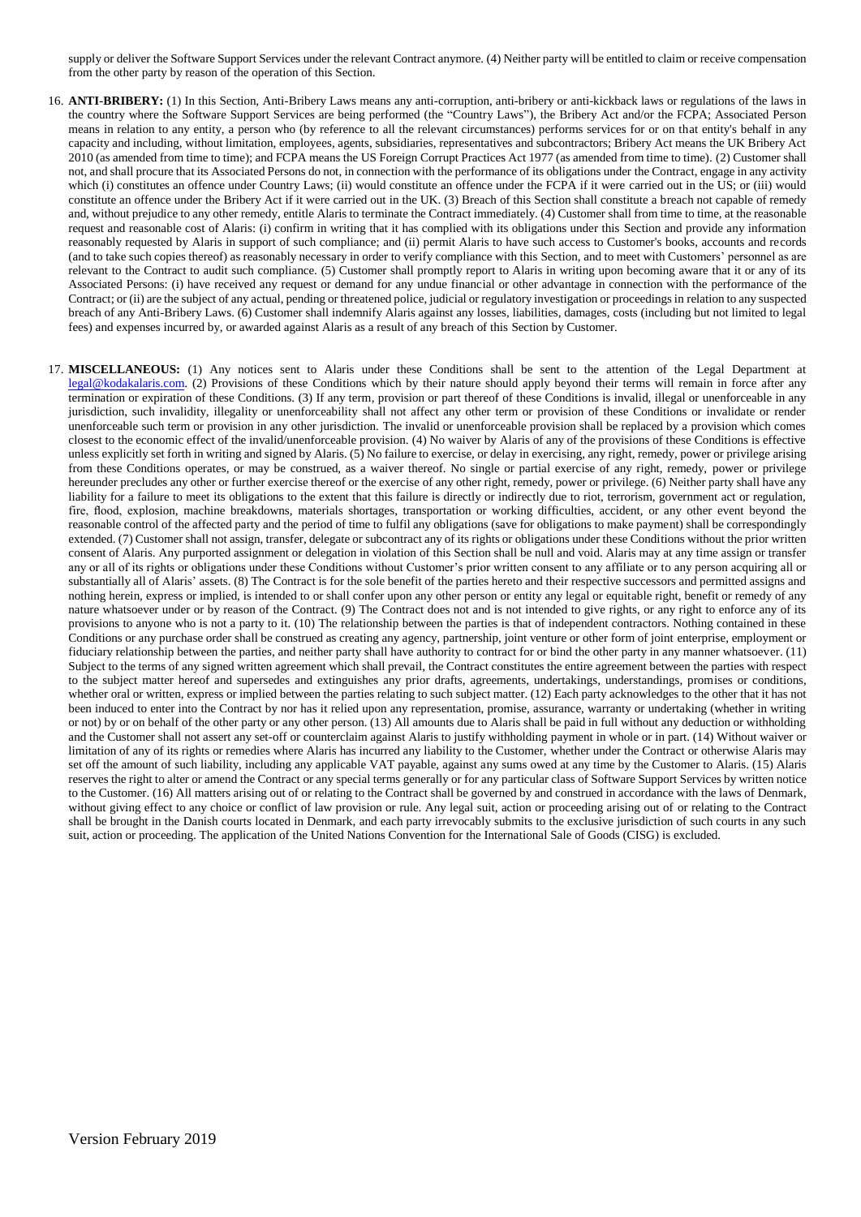supply or deliver the Software Support Services under the relevant Contract anymore. (4) Neither party will be entitled to claim or receive compensation from the other party by reason of the operation of this Section.

16. **ANTI-BRIBERY:** (1) In this Section, Anti-Bribery Laws means any anti-corruption, anti-bribery or anti-kickback laws or regulations of the laws in the country where the Software Support Services are being performed (the "Country Laws"), the Bribery Act and/or the FCPA; Associated Person means in relation to any entity, a person who (by reference to all the relevant circumstances) performs services for or on that entity's behalf in any capacity and including, without limitation, employees, agents, subsidiaries, representatives and subcontractors; Bribery Act means the UK Bribery Act 2010 (as amended from time to time); and FCPA means the US Foreign Corrupt Practices Act 1977 (as amended from time to time). (2) Customer shall not, and shall procure that its Associated Persons do not, in connection with the performance of its obligations under the Contract, engage in any activity which (i) constitutes an offence under Country Laws; (ii) would constitute an offence under the FCPA if it were carried out in the US; or (iii) would constitute an offence under the Bribery Act if it were carried out in the UK. (3) Breach of this Section shall constitute a breach not capable of remedy and, without prejudice to any other remedy, entitle Alaris to terminate the Contract immediately. (4) Customer shall from time to time, at the reasonable request and reasonable cost of Alaris: (i) confirm in writing that it has complied with its obligations under this Section and provide any information reasonably requested by Alaris in support of such compliance; and (ii) permit Alaris to have such access to Customer's books, accounts and records (and to take such copies thereof) as reasonably necessary in order to verify compliance with this Section, and to meet with Customers' personnel as are relevant to the Contract to audit such compliance. (5) Customer shall promptly report to Alaris in writing upon becoming aware that it or any of its Associated Persons: (i) have received any request or demand for any undue financial or other advantage in connection with the performance of the Contract; or (ii) are the subject of any actual, pending or threatened police, judicial or regulatory investigation or proceedings in relation to any suspected breach of any Anti-Bribery Laws. (6) Customer shall indemnify Alaris against any losses, liabilities, damages, costs (including but not limited to legal fees) and expenses incurred by, or awarded against Alaris as a result of any breach of this Section by Customer.

17. **MISCELLANEOUS:** (1) Any notices sent to Alaris under these Conditions shall be sent to the attention of the Legal Department at legal@kodakalaris.com. (2) Provisions of these Conditions which by their nature should apply beyond their terms will remain in force after any termination or expiration of these Conditions. (3) If any term, provision or part thereof of these Conditions is invalid, illegal or unenforceable in any jurisdiction, such invalidity, illegality or unenforceability shall not affect any other term or provision of these Conditions or invalidate or render unenforceable such term or provision in any other jurisdiction. The invalid or unenforceable provision shall be replaced by a provision which comes closest to the economic effect of the invalid/unenforceable provision. (4) No waiver by Alaris of any of the provisions of these Conditions is effective unless explicitly set forth in writing and signed by Alaris. (5) No failure to exercise, or delay in exercising, any right, remedy, power or privilege arising from these Conditions operates, or may be construed, as a waiver thereof. No single or partial exercise of any right, remedy, power or privilege hereunder precludes any other or further exercise thereof or the exercise of any other right, remedy, power or privilege. (6) Neither party shall have any liability for a failure to meet its obligations to the extent that this failure is directly or indirectly due to riot, terrorism, government act or regulation, fire, flood, explosion, machine breakdowns, materials shortages, transportation or working difficulties, accident, or any other event beyond the reasonable control of the affected party and the period of time to fulfil any obligations (save for obligations to make payment) shall be correspondingly extended. (7) Customer shall not assign, transfer, delegate or subcontract any of its rights or obligations under these Conditions without the prior written consent of Alaris. Any purported assignment or delegation in violation of this Section shall be null and void. Alaris may at any time assign or transfer any or all of its rights or obligations under these Conditions without Customer's prior written consent to any affiliate or to any person acquiring all or substantially all of Alaris' assets. (8) The Contract is for the sole benefit of the parties hereto and their respective successors and permitted assigns and nothing herein, express or implied, is intended to or shall confer upon any other person or entity any legal or equitable right, benefit or remedy of any nature whatsoever under or by reason of the Contract. (9) The Contract does not and is not intended to give rights, or any right to enforce any of its provisions to anyone who is not a party to it. (10) The relationship between the parties is that of independent contractors. Nothing contained in these Conditions or any purchase order shall be construed as creating any agency, partnership, joint venture or other form of joint enterprise, employment or fiduciary relationship between the parties, and neither party shall have authority to contract for or bind the other party in any manner whatsoever. (11) Subject to the terms of any signed written agreement which shall prevail, the Contract constitutes the entire agreement between the parties with respect to the subject matter hereof and supersedes and extinguishes any prior drafts, agreements, undertakings, understandings, promises or conditions, whether oral or written, express or implied between the parties relating to such subject matter. (12) Each party acknowledges to the other that it has not been induced to enter into the Contract by nor has it relied upon any representation, promise, assurance, warranty or undertaking (whether in writing or not) by or on behalf of the other party or any other person. (13) All amounts due to Alaris shall be paid in full without any deduction or withholding and the Customer shall not assert any set-off or counterclaim against Alaris to justify withholding payment in whole or in part. (14) Without waiver or limitation of any of its rights or remedies where Alaris has incurred any liability to the Customer, whether under the Contract or otherwise Alaris may set off the amount of such liability, including any applicable VAT payable, against any sums owed at any time by the Customer to Alaris. (15) Alaris reserves the right to alter or amend the Contract or any special terms generally or for any particular class of Software Support Services by written notice to the Customer. (16) All matters arising out of or relating to the Contract shall be governed by and construed in accordance with the laws of Denmark, without giving effect to any choice or conflict of law provision or rule. Any legal suit, action or proceeding arising out of or relating to the Contract shall be brought in the Danish courts located in Denmark, and each party irrevocably submits to the exclusive jurisdiction of such courts in any such suit, action or proceeding. The application of the United Nations Convention for the International Sale of Goods (CISG) is excluded.

Version February 2019